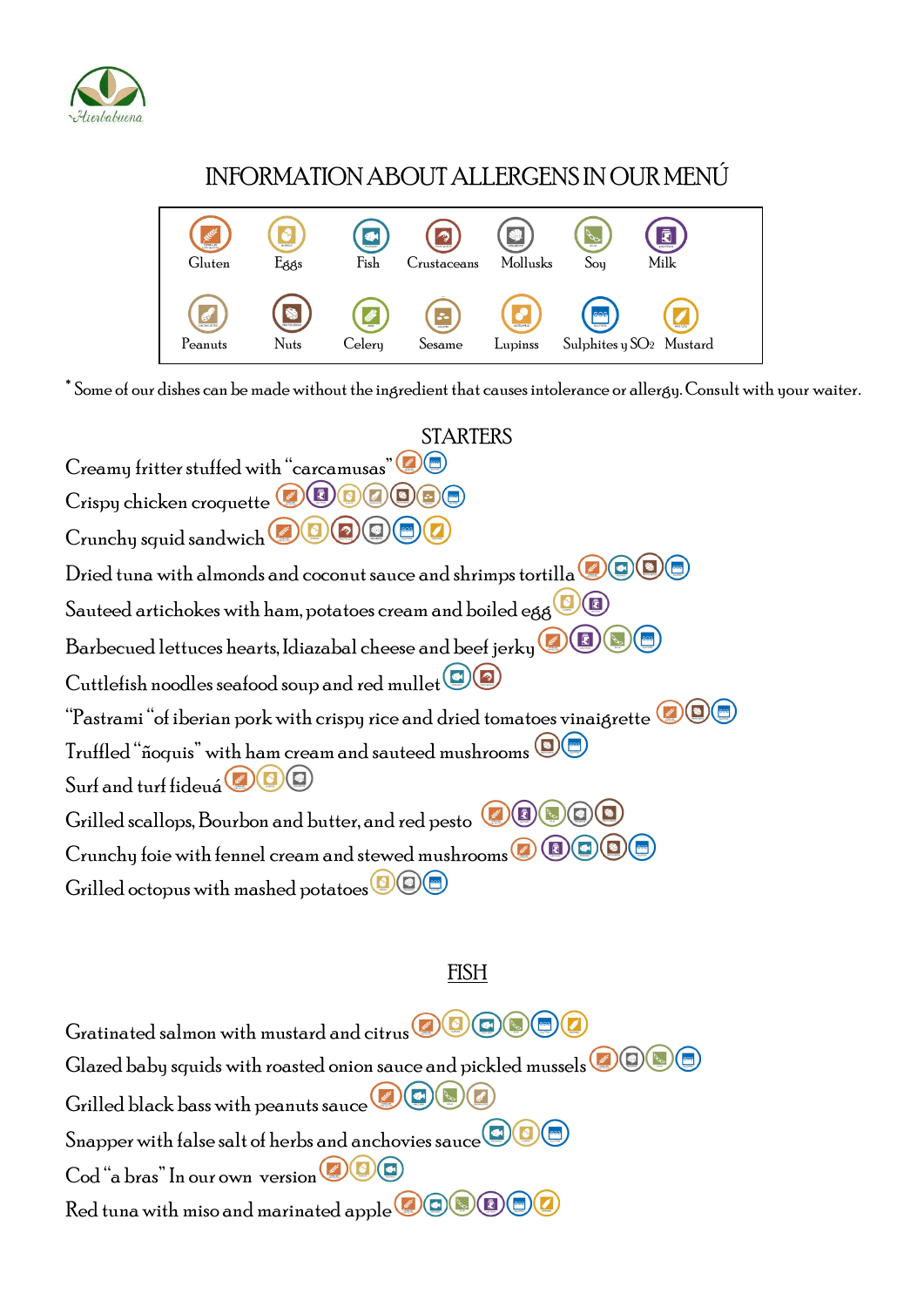Hierbabuena

# INFORMATION ABOUT ALLERGENS IN OUR MENÚ

| Gluten | Eggs | Fish | Crustaceans | Mollusks | Soy | Milk |
|---|---|---|---|---|---|---|
| Peanuts | Nuts | Celery | Sesame | Lupinss | Sulphites y $SO_2$ | Mustard |

* Some of our dishes can be made without the ingredient that causes intolerance or allergy. Consult with your waiter.

## STARTERS

Creamy fritter stuffed with "carcamusas"

Crispy chicken croquette

Crunchy squid sandwich

Dried tuna with almonds and coconut sauce and shrimps tortilla

Sauteed artichokes with ham, potatoes cream and boiled egg

Barbecued lettuces hearts, Idiazabal cheese and beef jerky

Cuttlefish noodles seafood soup and red mullet

"Pastrami "of iberian pork with crispy rice and dried tomatoes vinaigrette

Truffled "ñoquis" with ham cream and sauteed mushrooms

Surf and turf fideuá

Grilled scallops, Bourbon and butter, and red pesto

Crunchy foie with fennel cream and stewed mushrooms

Grilled octopus with mashed potatoes

## FISH

Gratinated salmon with mustard and citrus

Glazed baby squids with roasted onion sauce and pickled mussels

Grilled black bass with peanuts sauce

Snapper with false salt of herbs and anchovies sauce

Cod "a bras" In our own version

Red tuna with miso and marinated apple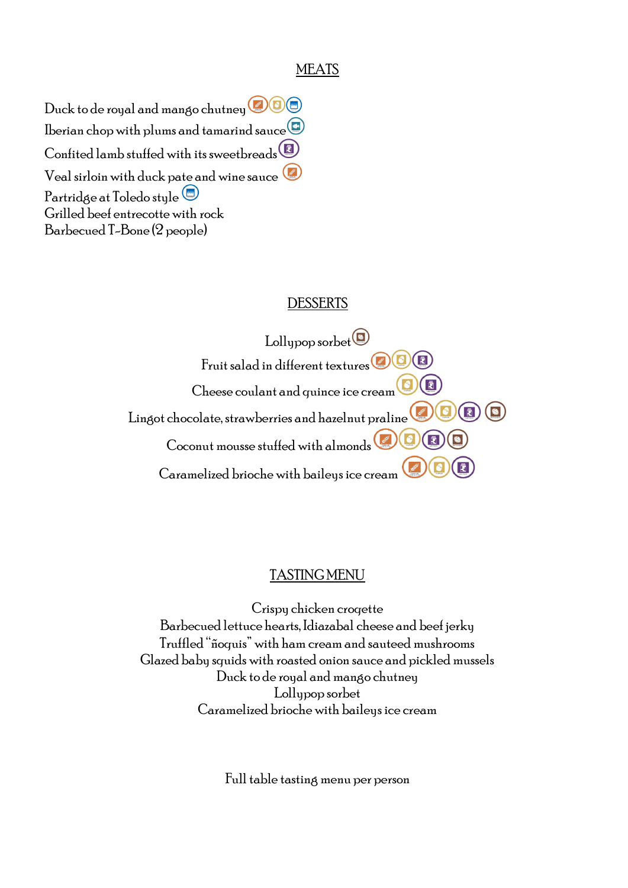## MEATS

Duck to de royal and mango chutney
Iberian chop with plums and tamarind sauce
Confited lamb stuffed with its sweetbreads
Veal sirloin with duck pate and wine sauce
Partridge at Toledo style
Grilled beef entrecotte with rock
Barbecued T-Bone (2 people)

## DESSERTS

Lollypop sorbet
Fruit salad in different textures
Cheese coulant and quince ice cream
Lingot chocolate, strawberries and hazelnut praline
Coconut mousse stuffed with almonds
Caramelized brioche with baileys ice cream

## TASTING MENU

Crispy chicken croqette
Barbecued lettuce hearts, Idiazabal cheese and beef jerky
Truffled "ñoquis" with ham cream and sauteed mushrooms
Glazed baby squids with roasted onion sauce and pickled mussels
Duck to de royal and mango chutney
Lollypop sorbet
Caramelized brioche with baileys ice cream

Full table tasting menu per person